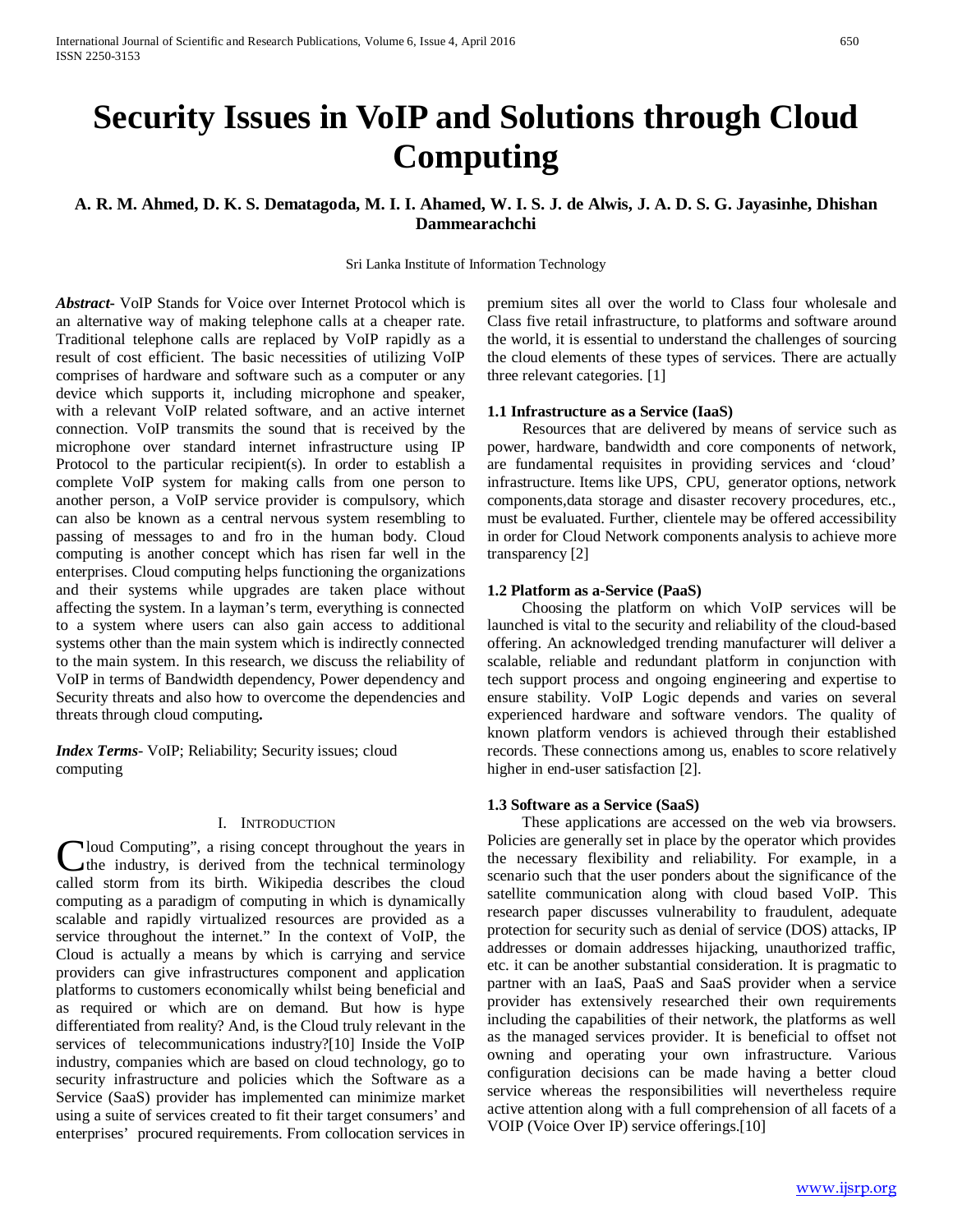# Security Issues in VoIP and Solutions through Cloud Computing

**A. R. M. Ahmed, D. K. S. Dematagoda, M. I. I. Ahamed, W. I. S. J. de Alwis, J. A. D. S. G. Jayasinhe, Dhishan Dammearachchi**

Sri Lanka Institute of Information Technology

***Abstract*****-** VoIP Stands for Voice over Internet Protocol which is an alternative way of making telephone calls at a cheaper rate. Traditional telephone calls are replaced by VoIP rapidly as a result of cost efficient. The basic necessities of utilizing VoIP comprises of hardware and software such as a computer or any device which supports it, including microphone and speaker, with a relevant VoIP related software, and an active internet connection. VoIP transmits the sound that is received by the microphone over standard internet infrastructure using IP Protocol to the particular recipient(s). In order to establish a complete VoIP system for making calls from one person to another person, a VoIP service provider is compulsory, which can also be known as a central nervous system resembling to passing of messages to and fro in the human body. Cloud computing is another concept which has risen far well in the enterprises. Cloud computing helps functioning the organizations and their systems while upgrades are taken place without affecting the system. In a layman's term, everything is connected to a system where users can also gain access to additional systems other than the main system which is indirectly connected to the main system. In this research, we discuss the reliability of VoIP in terms of Bandwidth dependency, Power dependency and Security threats and also how to overcome the dependencies and threats through cloud computing**.**

***Index Terms***- VoIP; Reliability; Security issues; cloud computing

## I. Introduction

Cloud Computing", a rising concept throughout the years in the industry, is derived from the technical terminology called storm from its birth. Wikipedia describes the cloud computing as a paradigm of computing in which is dynamically scalable and rapidly virtualized resources are provided as a service throughout the internet." In the context of VoIP, the Cloud is actually a means by which is carrying and service providers can give infrastructures component and application platforms to customers economically whilst being beneficial and as required or which are on demand. But how is hype differentiated from reality? And, is the Cloud truly relevant in the services of telecommunications industry?[10] Inside the VoIP industry, companies which are based on cloud technology, go to security infrastructure and policies which the Software as a Service (SaaS) provider has implemented can minimize market using a suite of services created to fit their target consumers' and enterprises' procured requirements. From collocation services in premium sites all over the world to Class four wholesale and Class five retail infrastructure, to platforms and software around the world, it is essential to understand the challenges of sourcing the cloud elements of these types of services. There are actually three relevant categories. [1]

### 1.1 Infrastructure as a Service (IaaS)

Resources that are delivered by means of service such as power, hardware, bandwidth and core components of network, are fundamental requisites in providing services and 'cloud' infrastructure. Items like UPS, CPU, generator options, network components,data storage and disaster recovery procedures, etc., must be evaluated. Further, clientele may be offered accessibility in order for Cloud Network components analysis to achieve more transparency [2]

### 1.2 Platform as a-Service (PaaS)

Choosing the platform on which VoIP services will be launched is vital to the security and reliability of the cloud-based offering. An acknowledged trending manufacturer will deliver a scalable, reliable and redundant platform in conjunction with tech support process and ongoing engineering and expertise to ensure stability. VoIP Logic depends and varies on several experienced hardware and software vendors. The quality of known platform vendors is achieved through their established records. These connections among us, enables to score relatively higher in end-user satisfaction [2].

### 1.3 Software as a Service (SaaS)

These applications are accessed on the web via browsers. Policies are generally set in place by the operator which provides the necessary flexibility and reliability. For example, in a scenario such that the user ponders about the significance of the satellite communication along with cloud based VoIP. This research paper discusses vulnerability to fraudulent, adequate protection for security such as denial of service (DOS) attacks, IP addresses or domain addresses hijacking, unauthorized traffic, etc. it can be another substantial consideration. It is pragmatic to partner with an IaaS, PaaS and SaaS provider when a service provider has extensively researched their own requirements including the capabilities of their network, the platforms as well as the managed services provider. It is beneficial to offset not owning and operating your own infrastructure. Various configuration decisions can be made having a better cloud service whereas the responsibilities will nevertheless require active attention along with a full comprehension of all facets of a VOIP (Voice Over IP) service offerings.[10]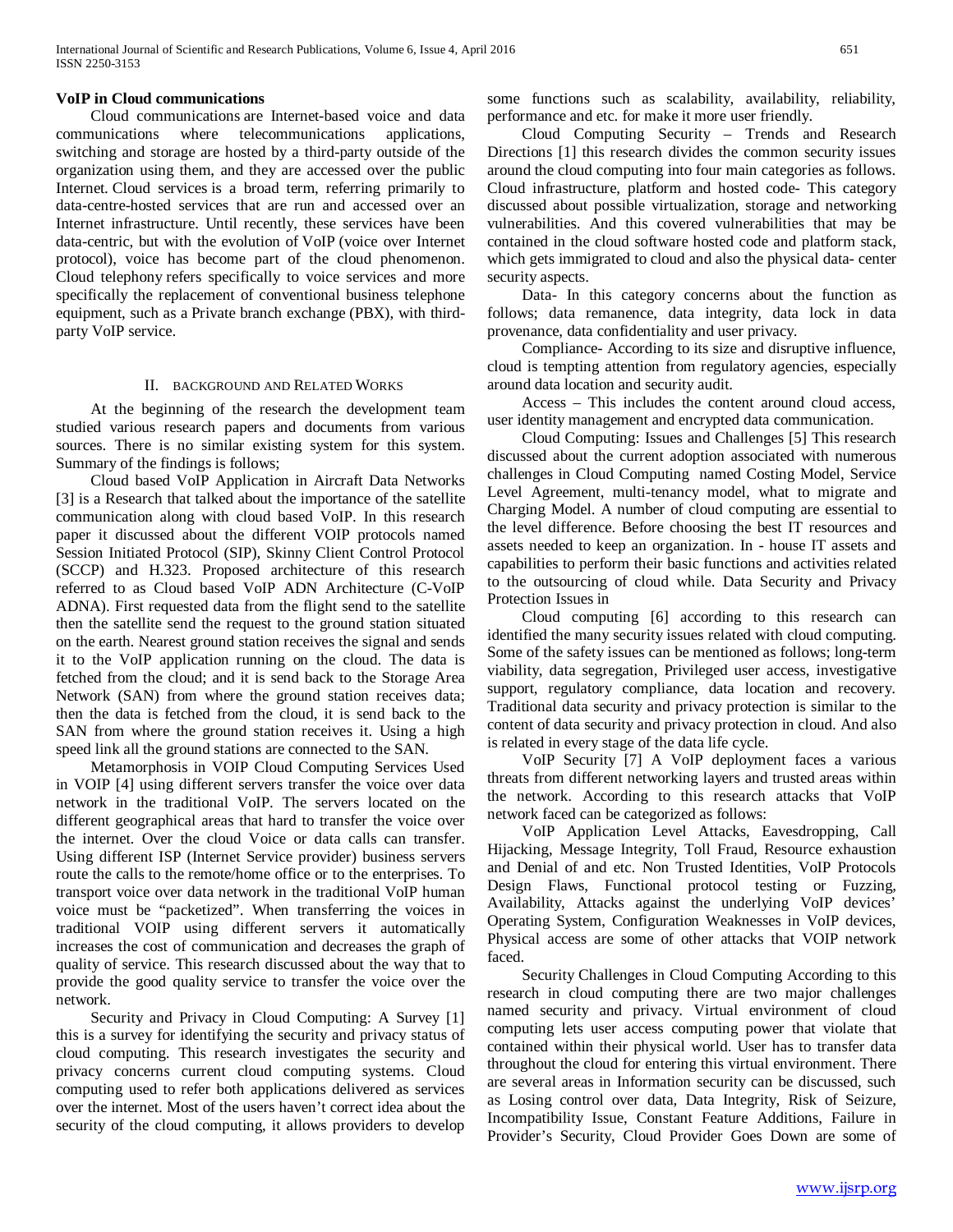**VoIP in Cloud communications**

Cloud communications are Internet-based voice and data communications where telecommunications applications, switching and storage are hosted by a third-party outside of the organization using them, and they are accessed over the public Internet. Cloud services is a broad term, referring primarily to data-centre-hosted services that are run and accessed over an Internet infrastructure. Until recently, these services have been data-centric, but with the evolution of VoIP (voice over Internet protocol), voice has become part of the cloud phenomenon. Cloud telephony refers specifically to voice services and more specifically the replacement of conventional business telephone equipment, such as a Private branch exchange (PBX), with third-party VoIP service.

## II. BACKGROUND AND RELATED WORKS

At the beginning of the research the development team studied various research papers and documents from various sources. There is no similar existing system for this system. Summary of the findings is follows;

Cloud based VoIP Application in Aircraft Data Networks [3] is a Research that talked about the importance of the satellite communication along with cloud based VoIP. In this research paper it discussed about the different VOIP protocols named Session Initiated Protocol (SIP), Skinny Client Control Protocol (SCCP) and H.323. Proposed architecture of this research referred to as Cloud based VoIP ADN Architecture (C-VoIP ADNA). First requested data from the flight send to the satellite then the satellite send the request to the ground station situated on the earth. Nearest ground station receives the signal and sends it to the VoIP application running on the cloud. The data is fetched from the cloud; and it is send back to the Storage Area Network (SAN) from where the ground station receives data; then the data is fetched from the cloud, it is send back to the SAN from where the ground station receives it. Using a high speed link all the ground stations are connected to the SAN.

Metamorphosis in VOIP Cloud Computing Services Used in VOIP [4] using different servers transfer the voice over data network in the traditional VoIP. The servers located on the different geographical areas that hard to transfer the voice over the internet. Over the cloud Voice or data calls can transfer. Using different ISP (Internet Service provider) business servers route the calls to the remote/home office or to the enterprises. To transport voice over data network in the traditional VoIP human voice must be "packetized". When transferring the voices in traditional VOIP using different servers it automatically increases the cost of communication and decreases the graph of quality of service. This research discussed about the way that to provide the good quality service to transfer the voice over the network.

Security and Privacy in Cloud Computing: A Survey [1] this is a survey for identifying the security and privacy status of cloud computing. This research investigates the security and privacy concerns current cloud computing systems. Cloud computing used to refer both applications delivered as services over the internet. Most of the users haven't correct idea about the security of the cloud computing, it allows providers to develop some functions such as scalability, availability, reliability, performance and etc. for make it more user friendly.

Cloud Computing Security – Trends and Research Directions [1] this research divides the common security issues around the cloud computing into four main categories as follows. Cloud infrastructure, platform and hosted code- This category discussed about possible virtualization, storage and networking vulnerabilities. And this covered vulnerabilities that may be contained in the cloud software hosted code and platform stack, which gets immigrated to cloud and also the physical data- center security aspects.

Data- In this category concerns about the function as follows; data remanence, data integrity, data lock in data provenance, data confidentiality and user privacy.

Compliance- According to its size and disruptive influence, cloud is tempting attention from regulatory agencies, especially around data location and security audit.

Access – This includes the content around cloud access, user identity management and encrypted data communication.

Cloud Computing: Issues and Challenges [5] This research discussed about the current adoption associated with numerous challenges in Cloud Computing named Costing Model, Service Level Agreement, multi-tenancy model, what to migrate and Charging Model. A number of cloud computing are essential to the level difference. Before choosing the best IT resources and assets needed to keep an organization. In - house IT assets and capabilities to perform their basic functions and activities related to the outsourcing of cloud while. Data Security and Privacy Protection Issues in

Cloud computing [6] according to this research can identified the many security issues related with cloud computing. Some of the safety issues can be mentioned as follows; long-term viability, data segregation, Privileged user access, investigative support, regulatory compliance, data location and recovery. Traditional data security and privacy protection is similar to the content of data security and privacy protection in cloud. And also is related in every stage of the data life cycle.

VoIP Security [7] A VoIP deployment faces a various threats from different networking layers and trusted areas within the network. According to this research attacks that VoIP network faced can be categorized as follows:

VoIP Application Level Attacks, Eavesdropping, Call Hijacking, Message Integrity, Toll Fraud, Resource exhaustion and Denial of and etc. Non Trusted Identities, VoIP Protocols Design Flaws, Functional protocol testing or Fuzzing, Availability, Attacks against the underlying VoIP devices' Operating System, Configuration Weaknesses in VoIP devices, Physical access are some of other attacks that VOIP network faced.

Security Challenges in Cloud Computing According to this research in cloud computing there are two major challenges named security and privacy. Virtual environment of cloud computing lets user access computing power that violate that contained within their physical world. User has to transfer data throughout the cloud for entering this virtual environment. There are several areas in Information security can be discussed, such as Losing control over data, Data Integrity, Risk of Seizure, Incompatibility Issue, Constant Feature Additions, Failure in Provider's Security, Cloud Provider Goes Down are some of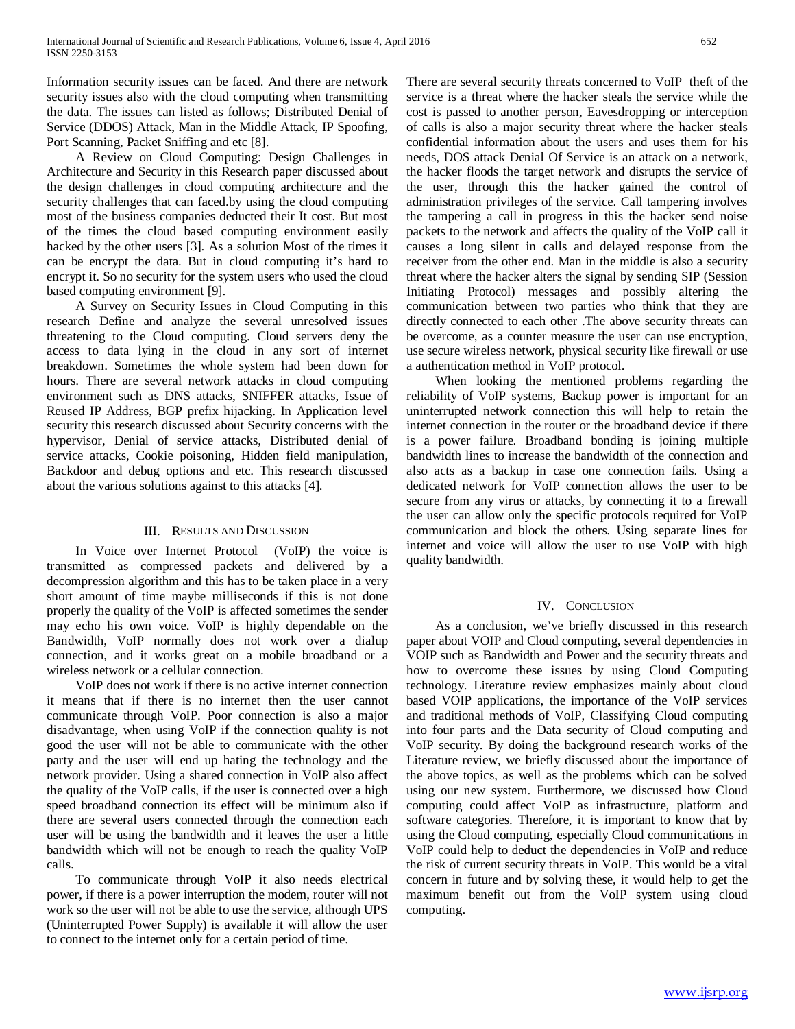Information security issues can be faced. And there are network security issues also with the cloud computing when transmitting the data. The issues can listed as follows; Distributed Denial of Service (DDOS) Attack, Man in the Middle Attack, IP Spoofing, Port Scanning, Packet Sniffing and etc [8].

A Review on Cloud Computing: Design Challenges in Architecture and Security in this Research paper discussed about the design challenges in cloud computing architecture and the security challenges that can faced.by using the cloud computing most of the business companies deducted their It cost. But most of the times the cloud based computing environment easily hacked by the other users [3]. As a solution Most of the times it can be encrypt the data. But in cloud computing it's hard to encrypt it. So no security for the system users who used the cloud based computing environment [9].

A Survey on Security Issues in Cloud Computing in this research Define and analyze the several unresolved issues threatening to the Cloud computing. Cloud servers deny the access to data lying in the cloud in any sort of internet breakdown. Sometimes the whole system had been down for hours. There are several network attacks in cloud computing environment such as DNS attacks, SNIFFER attacks, Issue of Reused IP Address, BGP prefix hijacking. In Application level security this research discussed about Security concerns with the hypervisor, Denial of service attacks, Distributed denial of service attacks, Cookie poisoning, Hidden field manipulation, Backdoor and debug options and etc. This research discussed about the various solutions against to this attacks [4].

## III. Results and Discussion

In Voice over Internet Protocol (VoIP) the voice is transmitted as compressed packets and delivered by a decompression algorithm and this has to be taken place in a very short amount of time maybe milliseconds if this is not done properly the quality of the VoIP is affected sometimes the sender may echo his own voice. VoIP is highly dependable on the Bandwidth, VoIP normally does not work over a dialup connection, and it works great on a mobile broadband or a wireless network or a cellular connection.

VoIP does not work if there is no active internet connection it means that if there is no internet then the user cannot communicate through VoIP. Poor connection is also a major disadvantage, when using VoIP if the connection quality is not good the user will not be able to communicate with the other party and the user will end up hating the technology and the network provider. Using a shared connection in VoIP also affect the quality of the VoIP calls, if the user is connected over a high speed broadband connection its effect will be minimum also if there are several users connected through the connection each user will be using the bandwidth and it leaves the user a little bandwidth which will not be enough to reach the quality VoIP calls.

To communicate through VoIP it also needs electrical power, if there is a power interruption the modem, router will not work so the user will not be able to use the service, although UPS (Uninterrupted Power Supply) is available it will allow the user to connect to the internet only for a certain period of time.

There are several security threats concerned to VoIP theft of the service is a threat where the hacker steals the service while the cost is passed to another person, Eavesdropping or interception of calls is also a major security threat where the hacker steals confidential information about the users and uses them for his needs, DOS attack Denial Of Service is an attack on a network, the hacker floods the target network and disrupts the service of the user, through this the hacker gained the control of administration privileges of the service. Call tampering involves the tampering a call in progress in this the hacker send noise packets to the network and affects the quality of the VoIP call it causes a long silent in calls and delayed response from the receiver from the other end. Man in the middle is also a security threat where the hacker alters the signal by sending SIP (Session Initiating Protocol) messages and possibly altering the communication between two parties who think that they are directly connected to each other .The above security threats can be overcome, as a counter measure the user can use encryption, use secure wireless network, physical security like firewall or use a authentication method in VoIP protocol.

When looking the mentioned problems regarding the reliability of VoIP systems, Backup power is important for an uninterrupted network connection this will help to retain the internet connection in the router or the broadband device if there is a power failure. Broadband bonding is joining multiple bandwidth lines to increase the bandwidth of the connection and also acts as a backup in case one connection fails. Using a dedicated network for VoIP connection allows the user to be secure from any virus or attacks, by connecting it to a firewall the user can allow only the specific protocols required for VoIP communication and block the others. Using separate lines for internet and voice will allow the user to use VoIP with high quality bandwidth.

## IV. Conclusion

As a conclusion, we've briefly discussed in this research paper about VOIP and Cloud computing, several dependencies in VOIP such as Bandwidth and Power and the security threats and how to overcome these issues by using Cloud Computing technology. Literature review emphasizes mainly about cloud based VOIP applications, the importance of the VoIP services and traditional methods of VoIP, Classifying Cloud computing into four parts and the Data security of Cloud computing and VoIP security. By doing the background research works of the Literature review, we briefly discussed about the importance of the above topics, as well as the problems which can be solved using our new system. Furthermore, we discussed how Cloud computing could affect VoIP as infrastructure, platform and software categories. Therefore, it is important to know that by using the Cloud computing, especially Cloud communications in VoIP could help to deduct the dependencies in VoIP and reduce the risk of current security threats in VoIP. This would be a vital concern in future and by solving these, it would help to get the maximum benefit out from the VoIP system using cloud computing.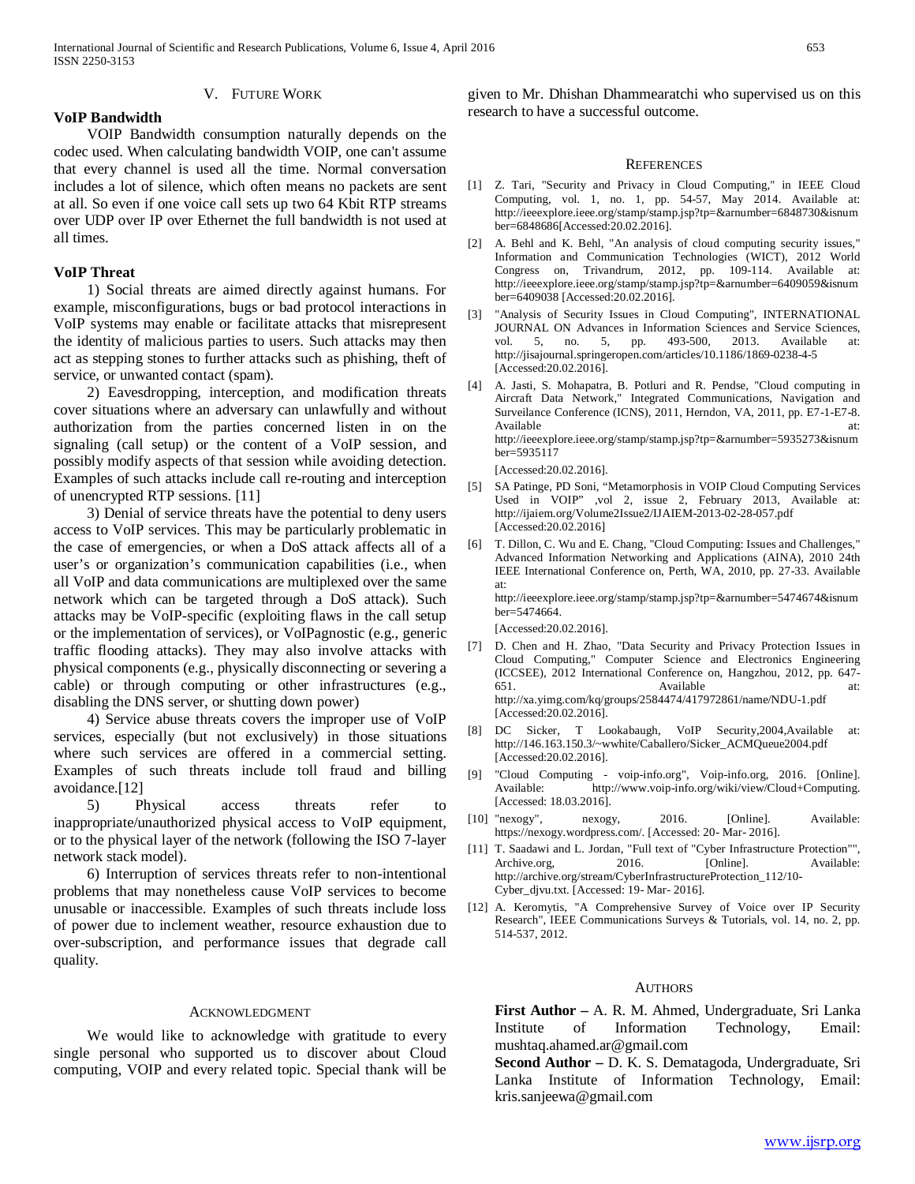## V. Future Work

**VoIP Bandwidth**

VOIP Bandwidth consumption naturally depends on the codec used. When calculating bandwidth VOIP, one can't assume that every channel is used all the time. Normal conversation includes a lot of silence, which often means no packets are sent at all. So even if one voice call sets up two 64 Kbit RTP streams over UDP over IP over Ethernet the full bandwidth is not used at all times.

**VoIP Threat**

1) Social threats are aimed directly against humans. For example, misconfigurations, bugs or bad protocol interactions in VoIP systems may enable or facilitate attacks that misrepresent the identity of malicious parties to users. Such attacks may then act as stepping stones to further attacks such as phishing, theft of service, or unwanted contact (spam).

2) Eavesdropping, interception, and modification threats cover situations where an adversary can unlawfully and without authorization from the parties concerned listen in on the signaling (call setup) or the content of a VoIP session, and possibly modify aspects of that session while avoiding detection. Examples of such attacks include call re-routing and interception of unencrypted RTP sessions. [11]

3) Denial of service threats have the potential to deny users access to VoIP services. This may be particularly problematic in the case of emergencies, or when a DoS attack affects all of a user's or organization's communication capabilities (i.e., when all VoIP and data communications are multiplexed over the same network which can be targeted through a DoS attack). Such attacks may be VoIP-specific (exploiting flaws in the call setup or the implementation of services), or VoIPagnostic (e.g., generic traffic flooding attacks). They may also involve attacks with physical components (e.g., physically disconnecting or severing a cable) or through computing or other infrastructures (e.g., disabling the DNS server, or shutting down power)

4) Service abuse threats covers the improper use of VoIP services, especially (but not exclusively) in those situations where such services are offered in a commercial setting. Examples of such threats include toll fraud and billing avoidance.[12]

5) Physical access threats refer to inappropriate/unauthorized physical access to VoIP equipment, or to the physical layer of the network (following the ISO 7-layer network stack model).

6) Interruption of services threats refer to non-intentional problems that may nonetheless cause VoIP services to become unusable or inaccessible. Examples of such threats include loss of power due to inclement weather, resource exhaustion due to over-subscription, and performance issues that degrade call quality.

## Acknowledgment

We would like to acknowledge with gratitude to every single personal who supported us to discover about Cloud computing, VOIP and every related topic. Special thank will be given to Mr. Dhishan Dhammearatchi who supervised us on this research to have a successful outcome.

## References

[1] Z. Tari, "Security and Privacy in Cloud Computing," in IEEE Cloud Computing, vol. 1, no. 1, pp. 54-57, May 2014. Available at: http://ieeexplore.ieee.org/stamp/stamp.jsp?tp=&arnumber=6848730&isnumber=6848686[Accessed:20.02.2016].

[2] A. Behl and K. Behl, "An analysis of cloud computing security issues," Information and Communication Technologies (WICT), 2012 World Congress on, Trivandrum, 2012, pp. 109-114. Available at: http://ieeexplore.ieee.org/stamp/stamp.jsp?tp=&arnumber=6409059&isnumber=6409038 [Accessed:20.02.2016].

[3] "Analysis of Security Issues in Cloud Computing", INTERNATIONAL JOURNAL ON Advances in Information Sciences and Service Sciences, vol. 5, no. 5, pp. 493-500, 2013. Available at: http://jisajournal.springeropen.com/articles/10.1186/1869-0238-4-5 [Accessed:20.02.2016].

[4] A. Jasti, S. Mohapatra, B. Potluri and R. Pendse, "Cloud computing in Aircraft Data Network," Integrated Communications, Navigation and Surveilance Conference (ICNS), 2011, Herndon, VA, 2011, pp. E7-1-E7-8. Available at: http://ieeexplore.ieee.org/stamp/stamp.jsp?tp=&arnumber=5935273&isnumber=5935117
[Accessed:20.02.2016].

[5] SA Patinge, PD Soni, "Metamorphosis in VOIP Cloud Computing Services Used in VOIP" ,vol 2, issue 2, February 2013, Available at: http://ijaiem.org/Volume2Issue2/IJAIEM-2013-02-28-057.pdf [Accessed:20.02.2016]

[6] T. Dillon, C. Wu and E. Chang, "Cloud Computing: Issues and Challenges," Advanced Information Networking and Applications (AINA), 2010 24th IEEE International Conference on, Perth, WA, 2010, pp. 27-33. Available at:
http://ieeexplore.ieee.org/stamp/stamp.jsp?tp=&arnumber=5474674&isnumber=5474664.
[Accessed:20.02.2016].

[7] D. Chen and H. Zhao, "Data Security and Privacy Protection Issues in Cloud Computing," Computer Science and Electronics Engineering (ICCSEE), 2012 International Conference on, Hangzhou, 2012, pp. 647-651. Available at: http://xa.yimg.com/kq/groups/2584474/417972861/name/NDU-1.pdf [Accessed:20.02.2016].

[8] DC Sicker, T Lookabaugh, VoIP Security,2004,Available at: http://146.163.150.3/~wwhite/Caballero/Sicker_ACMQueue2004.pdf [Accessed:20.02.2016].

[9] "Cloud Computing - voip-info.org", Voip-info.org, 2016. [Online]. Available: http://www.voip-info.org/wiki/view/Cloud+Computing. [Accessed: 18.03.2016].

[10] "nexogy", nexogy, 2016. [Online]. Available: https://nexogy.wordpress.com/. [Accessed: 20- Mar- 2016].

[11] T. Saadawi and L. Jordan, "Full text of "Cyber Infrastructure Protection"", Archive.org, 2016. [Online]. Available: http://archive.org/stream/CyberInfrastructureProtection_112/10-Cyber_djvu.txt. [Accessed: 19- Mar- 2016].

[12] A. Keromytis, "A Comprehensive Survey of Voice over IP Security Research", IEEE Communications Surveys & Tutorials, vol. 14, no. 2, pp. 514-537, 2012.

## Authors

**First Author –** A. R. M. Ahmed, Undergraduate, Sri Lanka Institute of Information Technology, Email: mushtaq.ahamed.ar@gmail.com

**Second Author –** D. K. S. Dematagoda, Undergraduate, Sri Lanka Institute of Information Technology, Email: kris.sanjeewa@gmail.com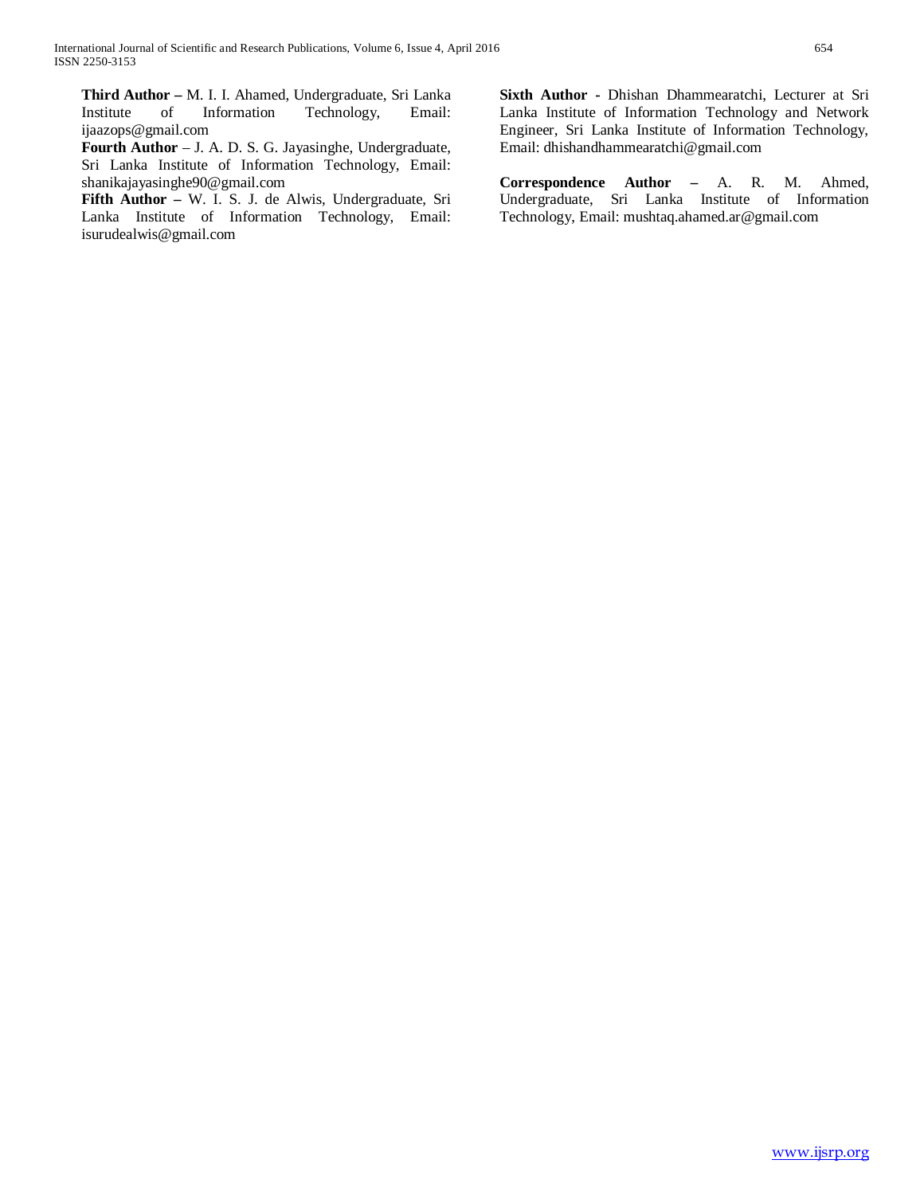**Third Author –** M. I. I. Ahamed, Undergraduate, Sri Lanka Institute of Information Technology, Email: ijaazops@gmail.com

**Fourth Author** – J. A. D. S. G. Jayasinghe, Undergraduate, Sri Lanka Institute of Information Technology, Email: shanikajayasinghe90@gmail.com

**Fifth Author –** W. I. S. J. de Alwis, Undergraduate, Sri Lanka Institute of Information Technology, Email: isurudealwis@gmail.com

**Sixth Author -** Dhishan Dhammearatchi, Lecturer at Sri Lanka Institute of Information Technology and Network Engineer, Sri Lanka Institute of Information Technology, Email: dhishandhammearatchi@gmail.com

**Correspondence Author –** A. R. M. Ahmed, Undergraduate, Sri Lanka Institute of Information Technology, Email: mushtaq.ahamed.ar@gmail.com